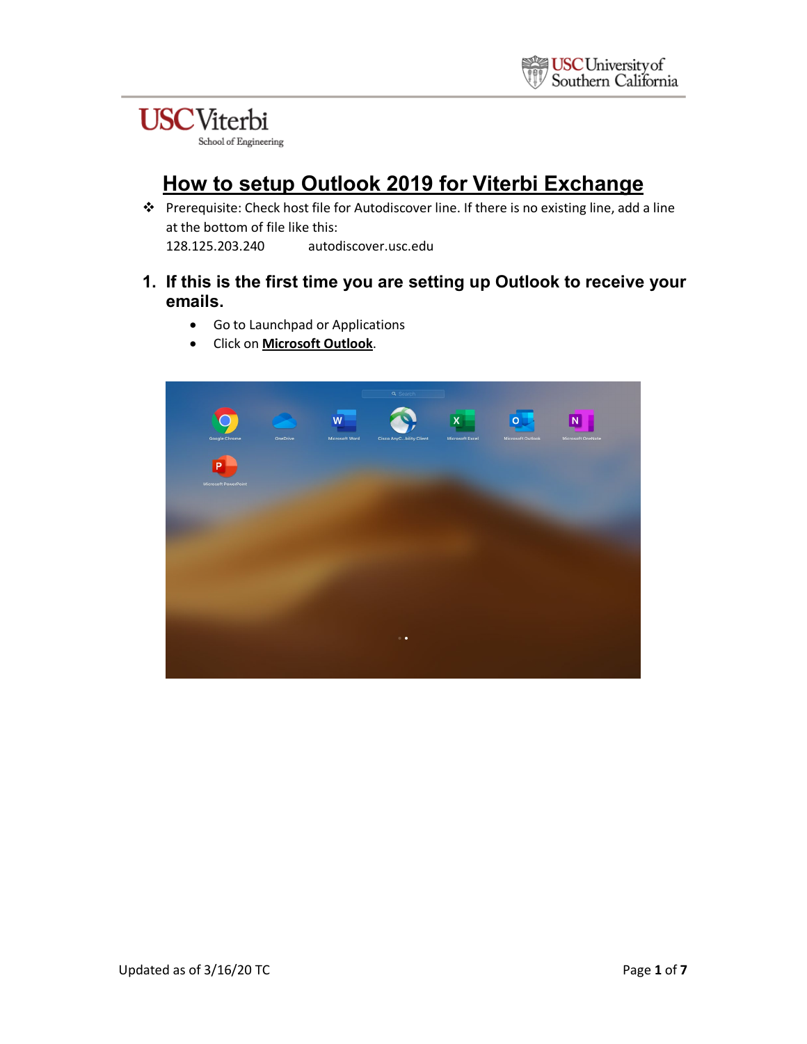# How to setup Outlook 2019 for Viterbi Exchange

- Prerequisite: Check host file for Autodiscover line. If there is no existing line, add a line at the bottom of file like this:
  128.125.203.240 autodiscover.usc.edu

## 1. If this is the first time you are setting up Outlook to receive your emails.

- Go to Launchpad or Applications
- Click on **Microsoft Outlook**.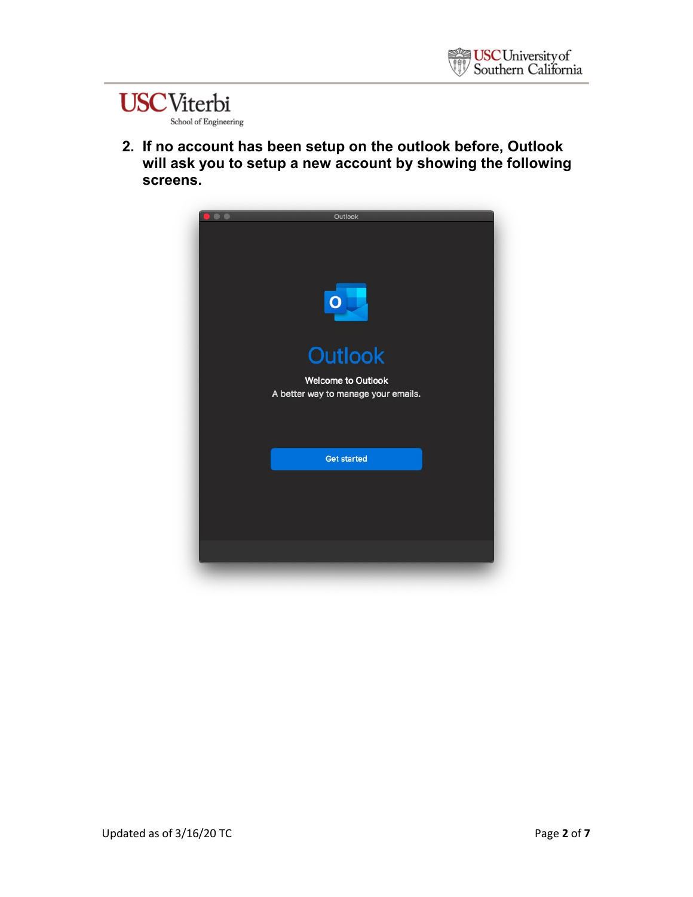2. **If no account has been setup on the outlook before, Outlook will ask you to setup a new account by showing the following screens.**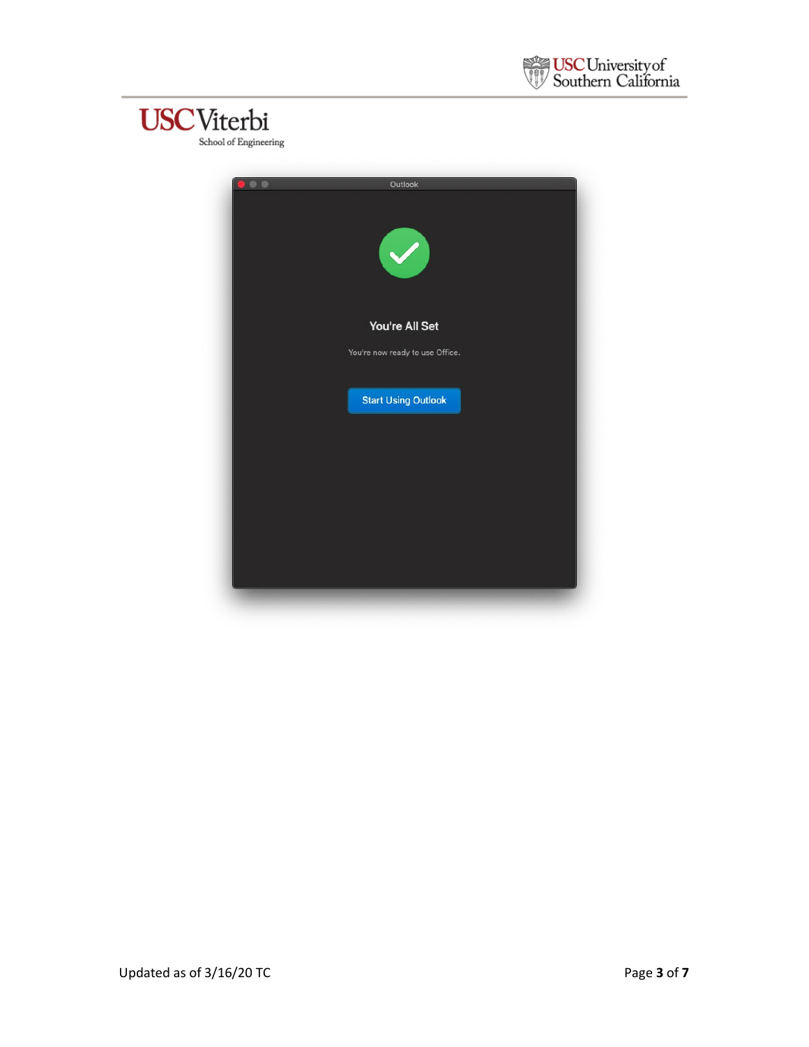Outlook

You're All Set

You're now ready to use Office.

Start Using Outlook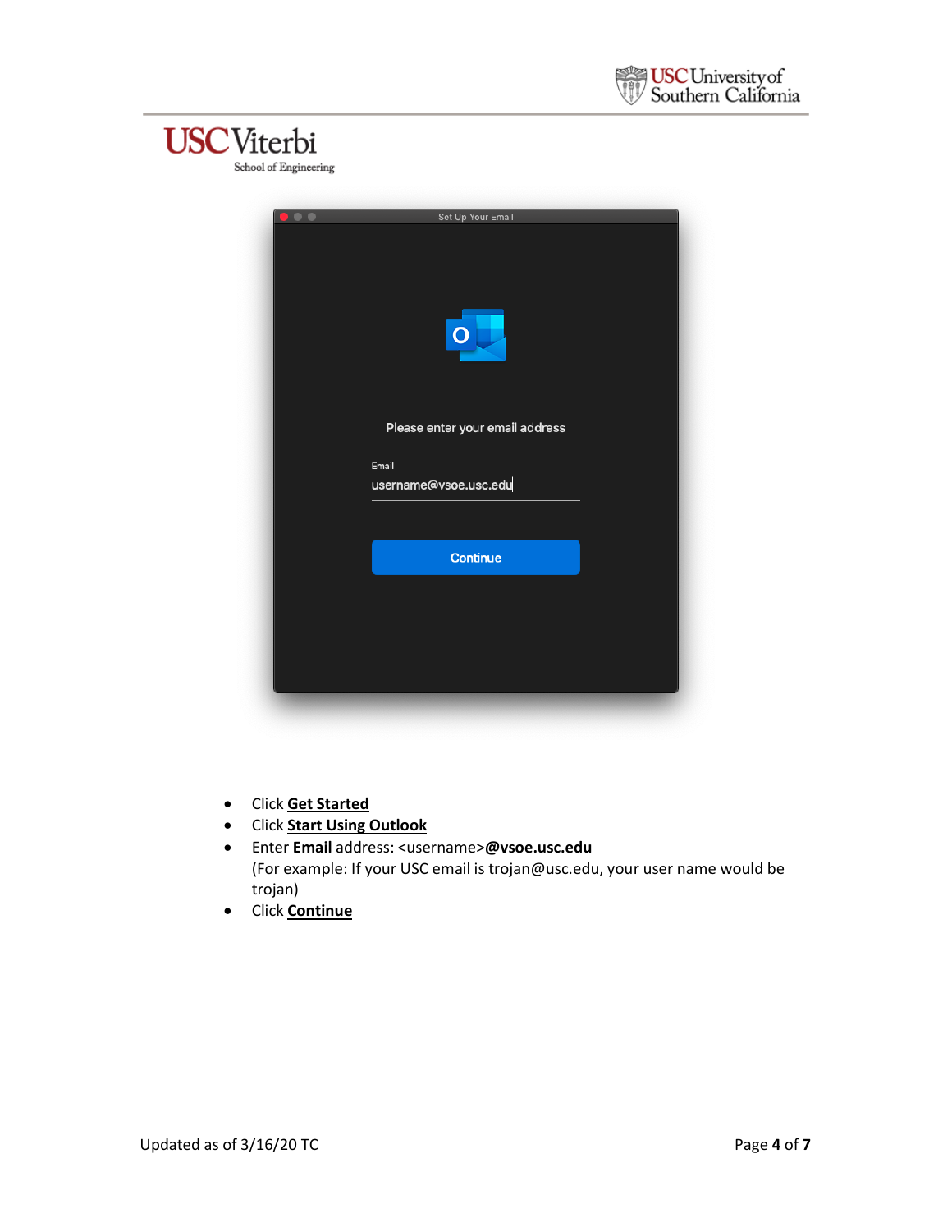- Click **Get Started**
- Click **Start Using Outlook**
- Enter **Email** address: <username>**@vsoe.usc.edu**
  (For example: If your USC email is trojan@usc.edu, your user name would be trojan)
- Click **Continue**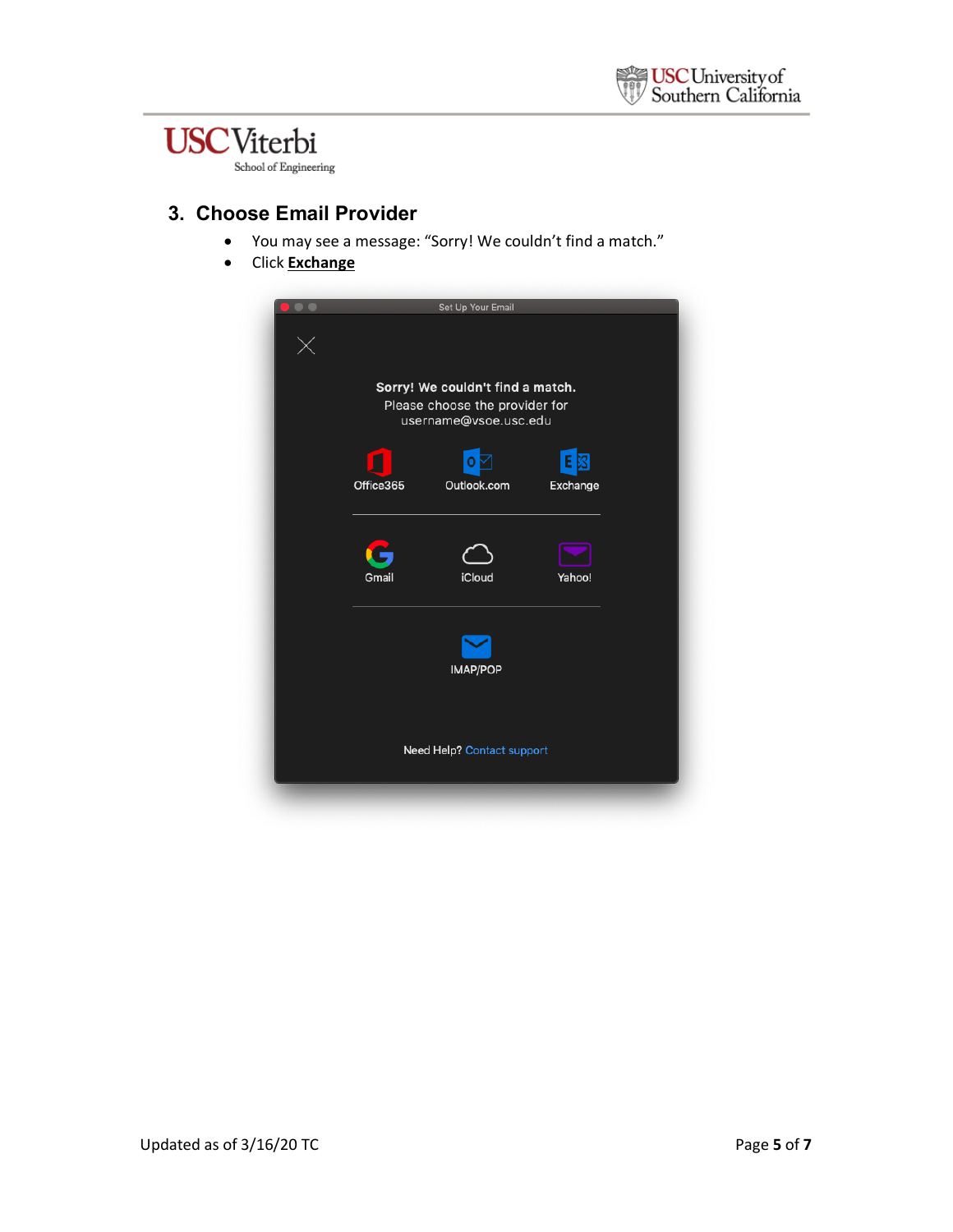## 3. Choose Email Provider

- You may see a message: "Sorry! We couldn't find a match."
- Click **Exchange**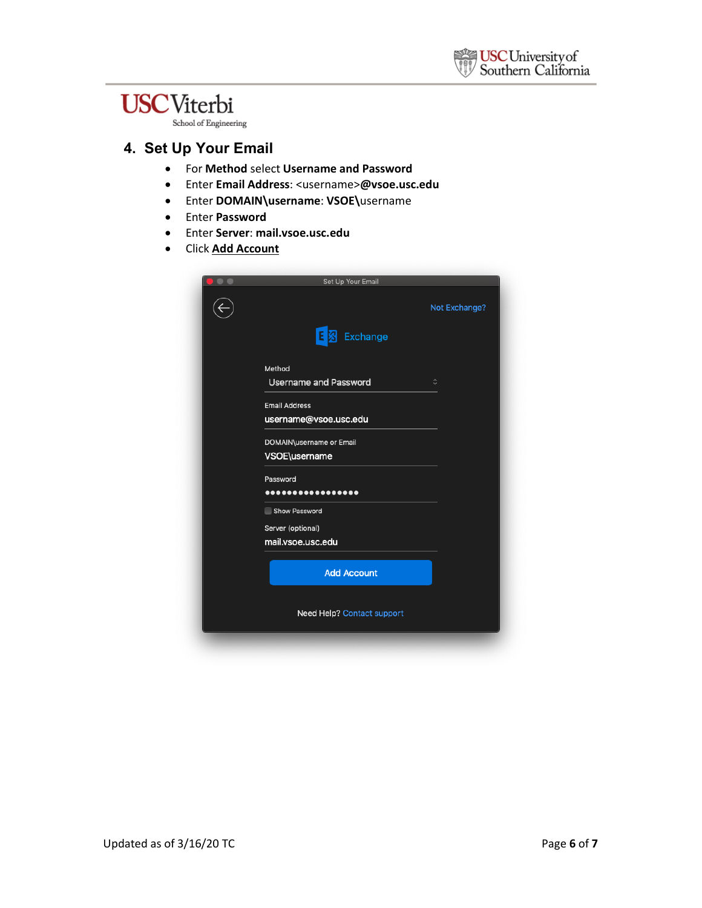## 4. Set Up Your Email

- For **Method** select **Username and Password**
- Enter **Email Address**: <username>**@vsoe.usc.edu**
- Enter **DOMAIN\username**: **VSOE\**username
- Enter **Password**
- Enter **Server**: **mail.vsoe.usc.edu**
- Click **Add Account**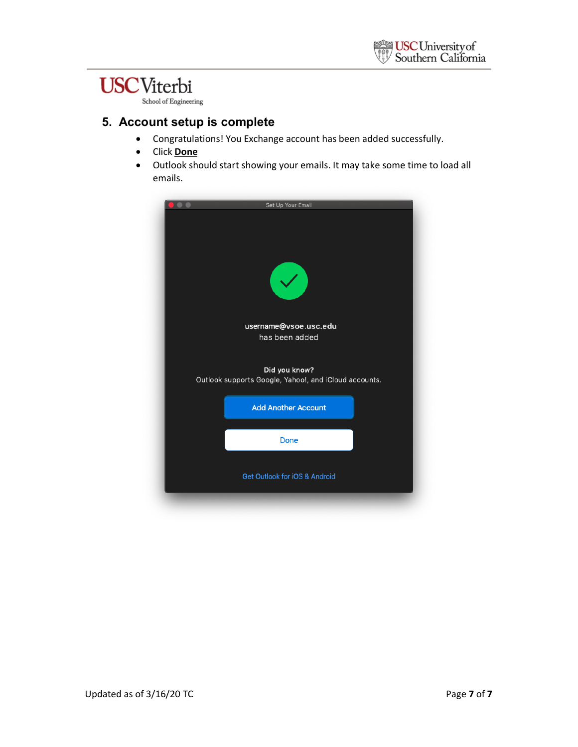## 5. Account setup is complete

- Congratulations! You Exchange account has been added successfully.
- Click **Done**
- Outlook should start showing your emails. It may take some time to load all emails.

Set Up Your Email

username@vsoe.usc.edu
has been added

**Did you know?**
Outlook supports Google, Yahoo!, and iCloud accounts.

Add Another Account

Done

Get Outlook for iOS & Android

Updated as of 3/16/20 TC